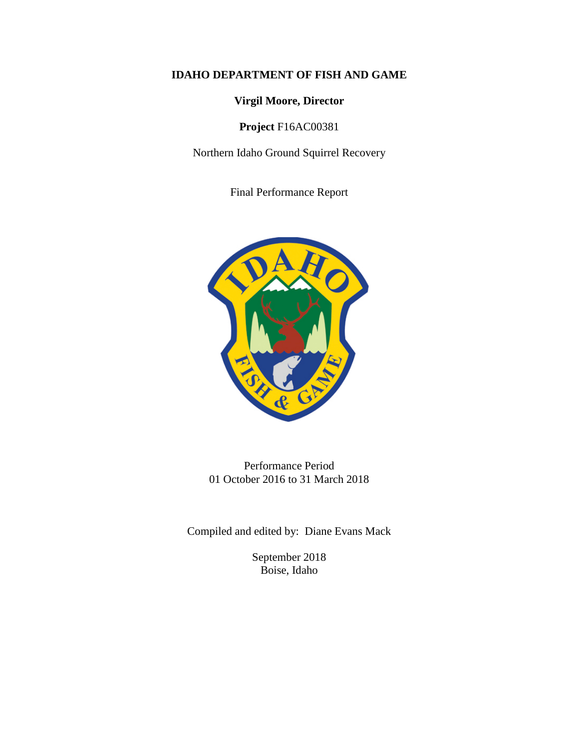**IDAHO DEPARTMENT OF FISH AND GAME**

**Virgil Moore, Director**

**Project** F16AC00381

Northern Idaho Ground Squirrel Recovery

Final Performance Report

Performance Period
01 October 2016 to 31 March 2018

Compiled and edited by: Diane Evans Mack

September 2018
Boise, Idaho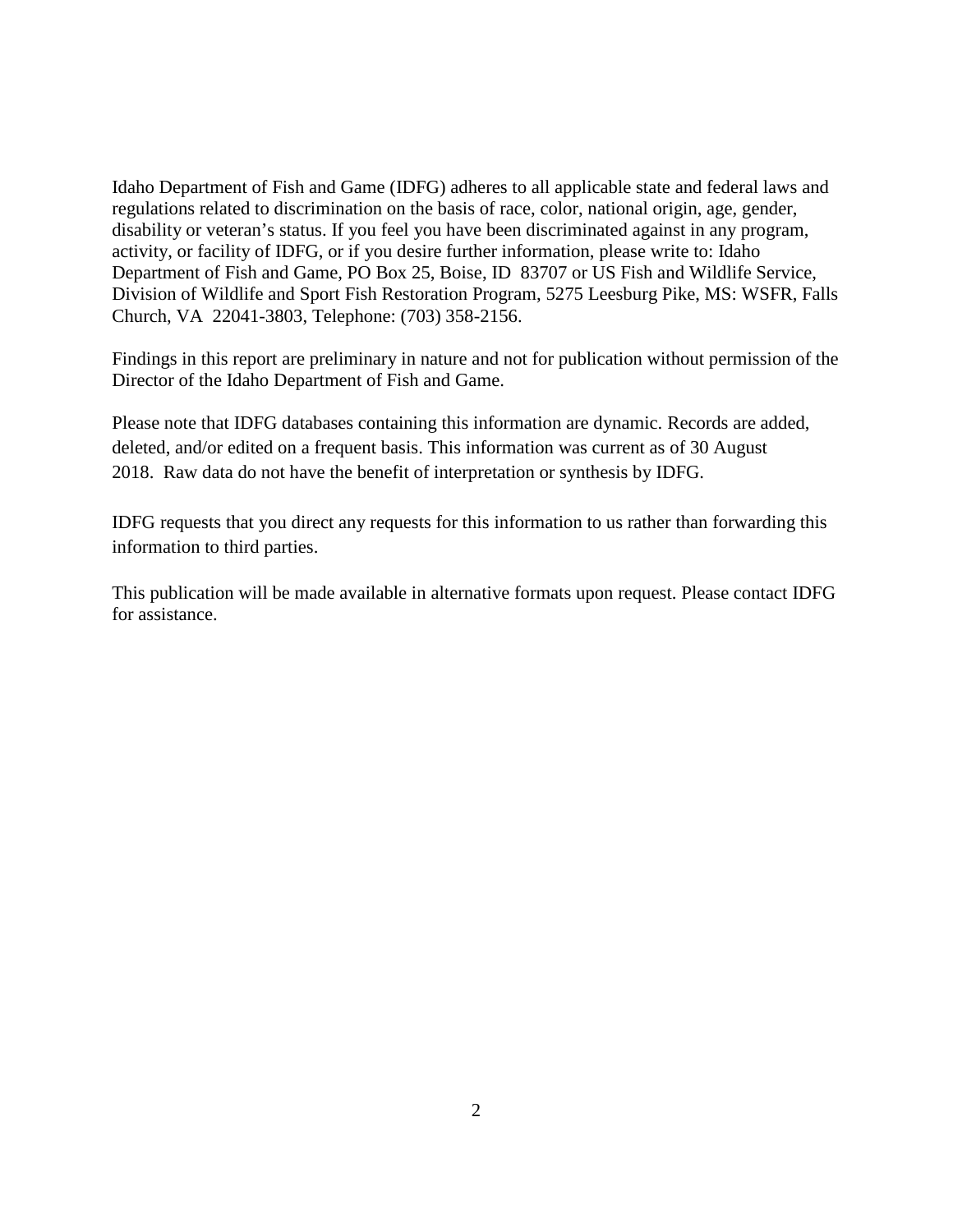Idaho Department of Fish and Game (IDFG) adheres to all applicable state and federal laws and regulations related to discrimination on the basis of race, color, national origin, age, gender, disability or veteran's status. If you feel you have been discriminated against in any program, activity, or facility of IDFG, or if you desire further information, please write to: Idaho Department of Fish and Game, PO Box 25, Boise, ID  83707 or US Fish and Wildlife Service, Division of Wildlife and Sport Fish Restoration Program, 5275 Leesburg Pike, MS: WSFR, Falls Church, VA  22041-3803, Telephone: (703) 358-2156.

Findings in this report are preliminary in nature and not for publication without permission of the Director of the Idaho Department of Fish and Game.

Please note that IDFG databases containing this information are dynamic. Records are added, deleted, and/or edited on a frequent basis. This information was current as of 30 August 2018.  Raw data do not have the benefit of interpretation or synthesis by IDFG.

IDFG requests that you direct any requests for this information to us rather than forwarding this information to third parties.

This publication will be made available in alternative formats upon request. Please contact IDFG for assistance.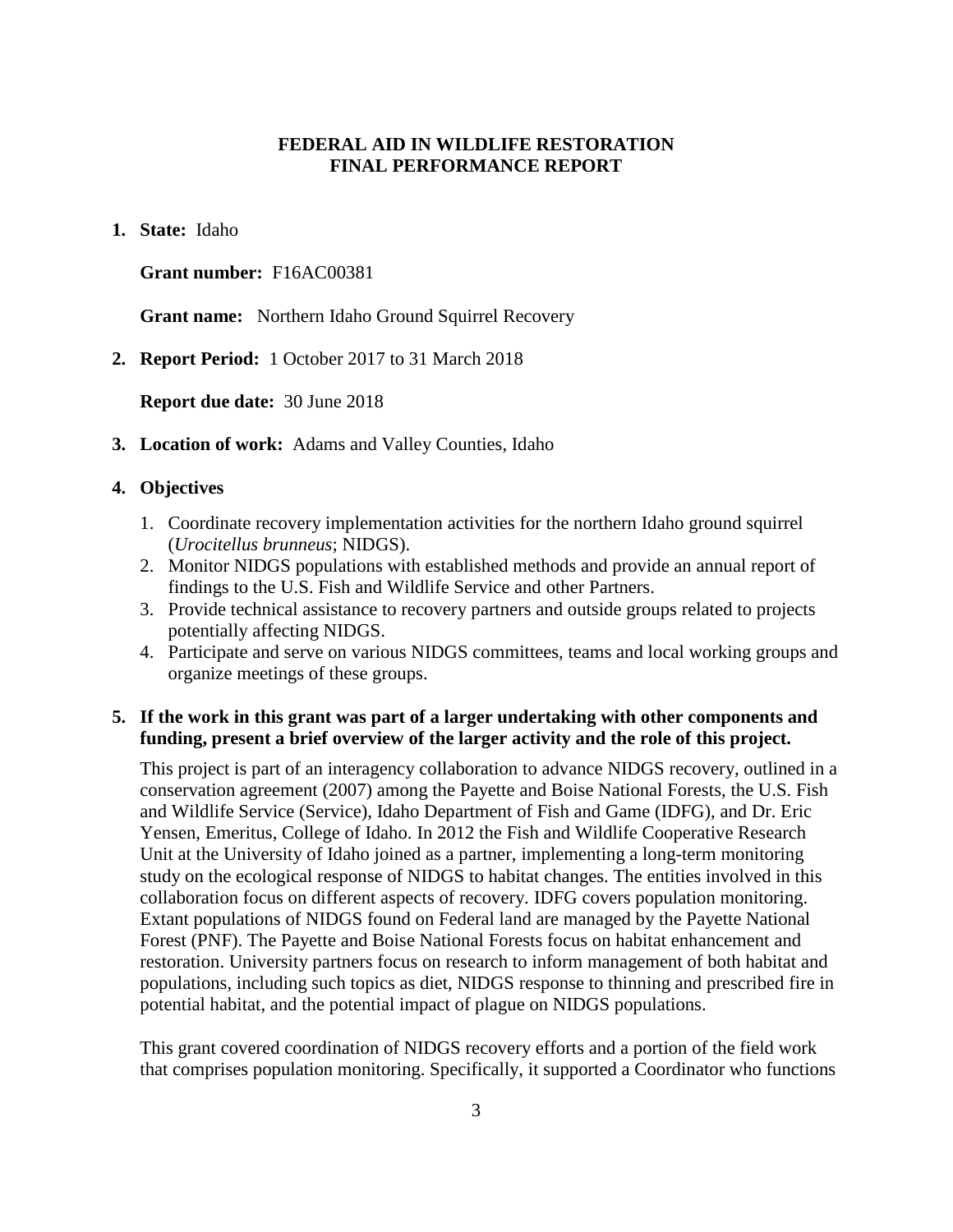**FEDERAL AID IN WILDLIFE RESTORATION**
**FINAL PERFORMANCE REPORT**

1. **State:** Idaho

   **Grant number:** F16AC00381

   **Grant name:** Northern Idaho Ground Squirrel Recovery

2. **Report Period:** 1 October 2017 to 31 March 2018

   **Report due date:** 30 June 2018

3. **Location of work:** Adams and Valley Counties, Idaho

4. **Objectives**

   1. Coordinate recovery implementation activities for the northern Idaho ground squirrel (*Urocitellus brunneus*; NIDGS).
   2. Monitor NIDGS populations with established methods and provide an annual report of findings to the U.S. Fish and Wildlife Service and other Partners.
   3. Provide technical assistance to recovery partners and outside groups related to projects potentially affecting NIDGS.
   4. Participate and serve on various NIDGS committees, teams and local working groups and organize meetings of these groups.

5. **If the work in this grant was part of a larger undertaking with other components and funding, present a brief overview of the larger activity and the role of this project.**

   This project is part of an interagency collaboration to advance NIDGS recovery, outlined in a conservation agreement (2007) among the Payette and Boise National Forests, the U.S. Fish and Wildlife Service (Service), Idaho Department of Fish and Game (IDFG), and Dr. Eric Yensen, Emeritus, College of Idaho. In 2012 the Fish and Wildlife Cooperative Research Unit at the University of Idaho joined as a partner, implementing a long-term monitoring study on the ecological response of NIDGS to habitat changes. The entities involved in this collaboration focus on different aspects of recovery. IDFG covers population monitoring. Extant populations of NIDGS found on Federal land are managed by the Payette National Forest (PNF). The Payette and Boise National Forests focus on habitat enhancement and restoration. University partners focus on research to inform management of both habitat and populations, including such topics as diet, NIDGS response to thinning and prescribed fire in potential habitat, and the potential impact of plague on NIDGS populations.

   This grant covered coordination of NIDGS recovery efforts and a portion of the field work that comprises population monitoring. Specifically, it supported a Coordinator who functions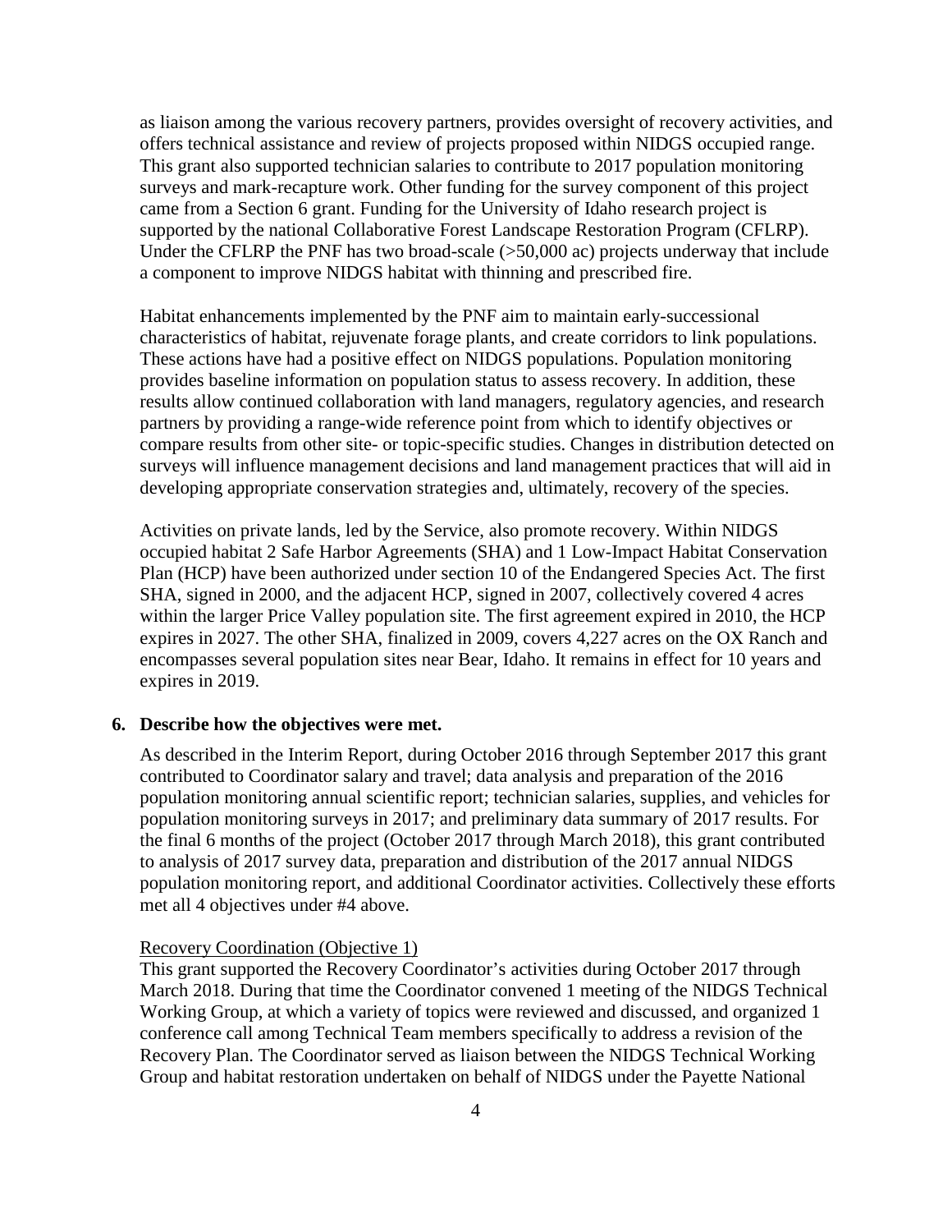as liaison among the various recovery partners, provides oversight of recovery activities, and offers technical assistance and review of projects proposed within NIDGS occupied range. This grant also supported technician salaries to contribute to 2017 population monitoring surveys and mark-recapture work. Other funding for the survey component of this project came from a Section 6 grant. Funding for the University of Idaho research project is supported by the national Collaborative Forest Landscape Restoration Program (CFLRP). Under the CFLRP the PNF has two broad-scale (>50,000 ac) projects underway that include a component to improve NIDGS habitat with thinning and prescribed fire.

Habitat enhancements implemented by the PNF aim to maintain early-successional characteristics of habitat, rejuvenate forage plants, and create corridors to link populations. These actions have had a positive effect on NIDGS populations. Population monitoring provides baseline information on population status to assess recovery. In addition, these results allow continued collaboration with land managers, regulatory agencies, and research partners by providing a range-wide reference point from which to identify objectives or compare results from other site- or topic-specific studies. Changes in distribution detected on surveys will influence management decisions and land management practices that will aid in developing appropriate conservation strategies and, ultimately, recovery of the species.

Activities on private lands, led by the Service, also promote recovery. Within NIDGS occupied habitat 2 Safe Harbor Agreements (SHA) and 1 Low-Impact Habitat Conservation Plan (HCP) have been authorized under section 10 of the Endangered Species Act. The first SHA, signed in 2000, and the adjacent HCP, signed in 2007, collectively covered 4 acres within the larger Price Valley population site. The first agreement expired in 2010, the HCP expires in 2027. The other SHA, finalized in 2009, covers 4,227 acres on the OX Ranch and encompasses several population sites near Bear, Idaho. It remains in effect for 10 years and expires in 2019.

## 6. Describe how the objectives were met.

As described in the Interim Report, during October 2016 through September 2017 this grant contributed to Coordinator salary and travel; data analysis and preparation of the 2016 population monitoring annual scientific report; technician salaries, supplies, and vehicles for population monitoring surveys in 2017; and preliminary data summary of 2017 results. For the final 6 months of the project (October 2017 through March 2018), this grant contributed to analysis of 2017 survey data, preparation and distribution of the 2017 annual NIDGS population monitoring report, and additional Coordinator activities. Collectively these efforts met all 4 objectives under #4 above.

Recovery Coordination (Objective 1)

This grant supported the Recovery Coordinator's activities during October 2017 through March 2018. During that time the Coordinator convened 1 meeting of the NIDGS Technical Working Group, at which a variety of topics were reviewed and discussed, and organized 1 conference call among Technical Team members specifically to address a revision of the Recovery Plan. The Coordinator served as liaison between the NIDGS Technical Working Group and habitat restoration undertaken on behalf of NIDGS under the Payette National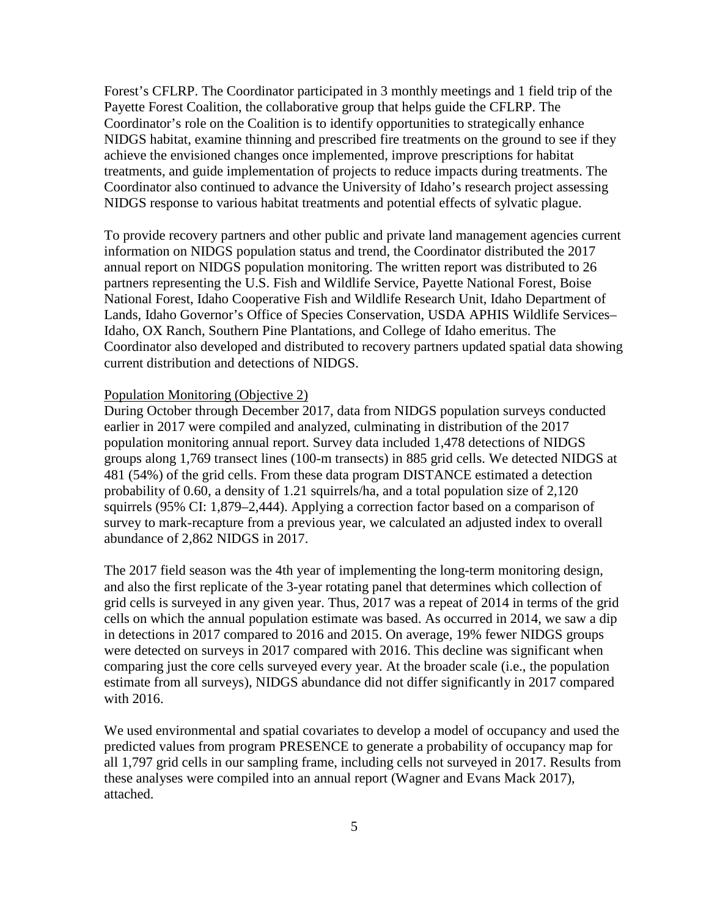Forest's CFLRP. The Coordinator participated in 3 monthly meetings and 1 field trip of the Payette Forest Coalition, the collaborative group that helps guide the CFLRP. The Coordinator's role on the Coalition is to identify opportunities to strategically enhance NIDGS habitat, examine thinning and prescribed fire treatments on the ground to see if they achieve the envisioned changes once implemented, improve prescriptions for habitat treatments, and guide implementation of projects to reduce impacts during treatments. The Coordinator also continued to advance the University of Idaho's research project assessing NIDGS response to various habitat treatments and potential effects of sylvatic plague.

To provide recovery partners and other public and private land management agencies current information on NIDGS population status and trend, the Coordinator distributed the 2017 annual report on NIDGS population monitoring. The written report was distributed to 26 partners representing the U.S. Fish and Wildlife Service, Payette National Forest, Boise National Forest, Idaho Cooperative Fish and Wildlife Research Unit, Idaho Department of Lands, Idaho Governor's Office of Species Conservation, USDA APHIS Wildlife Services–Idaho, OX Ranch, Southern Pine Plantations, and College of Idaho emeritus. The Coordinator also developed and distributed to recovery partners updated spatial data showing current distribution and detections of NIDGS.

<u>Population Monitoring (Objective 2)</u>

During October through December 2017, data from NIDGS population surveys conducted earlier in 2017 were compiled and analyzed, culminating in distribution of the 2017 population monitoring annual report. Survey data included 1,478 detections of NIDGS groups along 1,769 transect lines (100-m transects) in 885 grid cells. We detected NIDGS at 481 (54%) of the grid cells. From these data program DISTANCE estimated a detection probability of 0.60, a density of 1.21 squirrels/ha, and a total population size of 2,120 squirrels (95% CI: 1,879–2,444). Applying a correction factor based on a comparison of survey to mark-recapture from a previous year, we calculated an adjusted index to overall abundance of 2,862 NIDGS in 2017.

The 2017 field season was the 4th year of implementing the long-term monitoring design, and also the first replicate of the 3-year rotating panel that determines which collection of grid cells is surveyed in any given year. Thus, 2017 was a repeat of 2014 in terms of the grid cells on which the annual population estimate was based. As occurred in 2014, we saw a dip in detections in 2017 compared to 2016 and 2015. On average, 19% fewer NIDGS groups were detected on surveys in 2017 compared with 2016. This decline was significant when comparing just the core cells surveyed every year. At the broader scale (i.e., the population estimate from all surveys), NIDGS abundance did not differ significantly in 2017 compared with 2016.

We used environmental and spatial covariates to develop a model of occupancy and used the predicted values from program PRESENCE to generate a probability of occupancy map for all 1,797 grid cells in our sampling frame, including cells not surveyed in 2017. Results from these analyses were compiled into an annual report (Wagner and Evans Mack 2017), attached.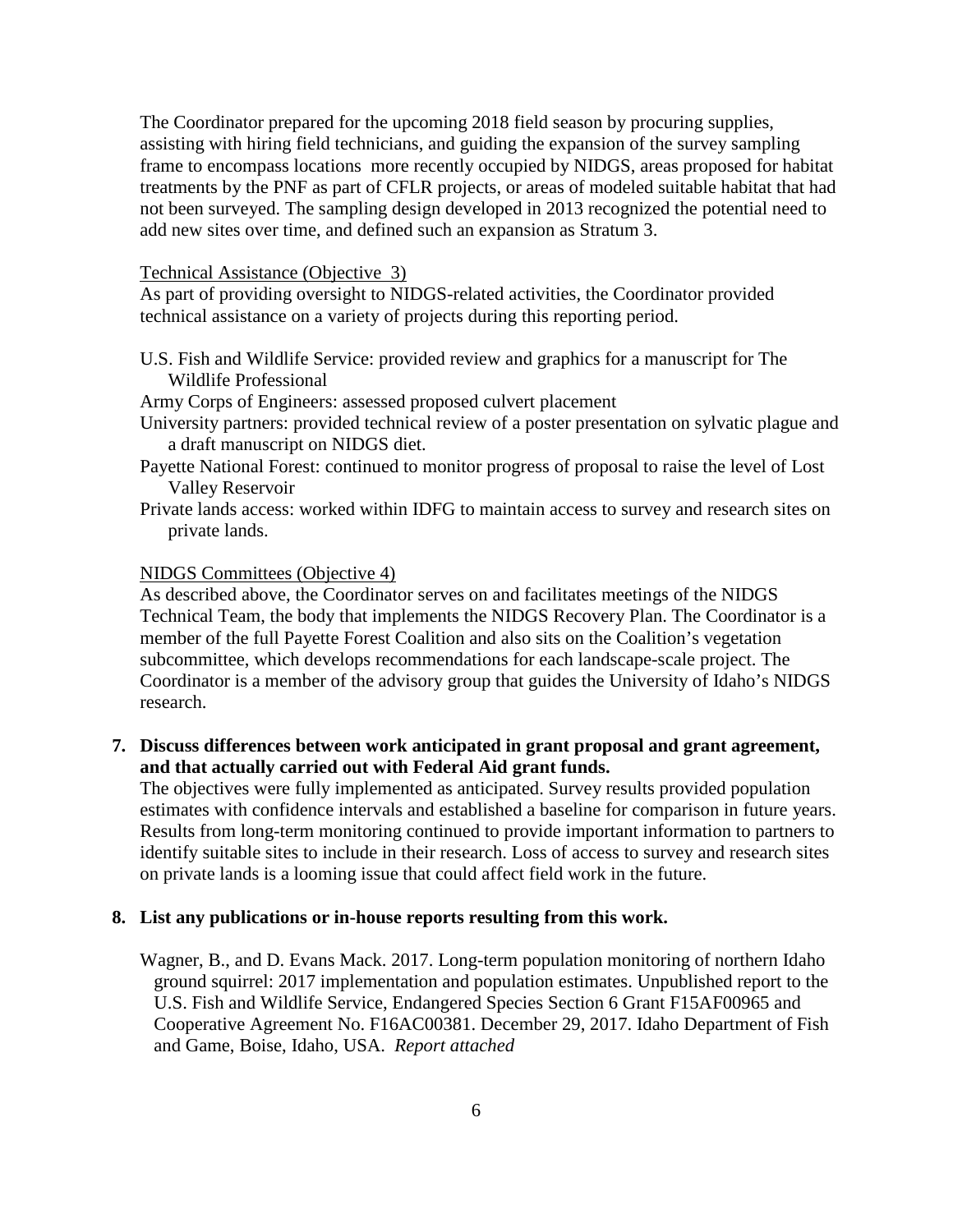The Coordinator prepared for the upcoming 2018 field season by procuring supplies, assisting with hiring field technicians, and guiding the expansion of the survey sampling frame to encompass locations more recently occupied by NIDGS, areas proposed for habitat treatments by the PNF as part of CFLR projects, or areas of modeled suitable habitat that had not been surveyed. The sampling design developed in 2013 recognized the potential need to add new sites over time, and defined such an expansion as Stratum 3.

<u>Technical Assistance (Objective 3)</u>

As part of providing oversight to NIDGS-related activities, the Coordinator provided technical assistance on a variety of projects during this reporting period.

U.S. Fish and Wildlife Service: provided review and graphics for a manuscript for The Wildlife Professional

Army Corps of Engineers: assessed proposed culvert placement

University partners: provided technical review of a poster presentation on sylvatic plague and a draft manuscript on NIDGS diet.

Payette National Forest: continued to monitor progress of proposal to raise the level of Lost Valley Reservoir

Private lands access: worked within IDFG to maintain access to survey and research sites on private lands.

<u>NIDGS Committees (Objective 4)</u>

As described above, the Coordinator serves on and facilitates meetings of the NIDGS Technical Team, the body that implements the NIDGS Recovery Plan. The Coordinator is a member of the full Payette Forest Coalition and also sits on the Coalition's vegetation subcommittee, which develops recommendations for each landscape-scale project. The Coordinator is a member of the advisory group that guides the University of Idaho's NIDGS research.

**7. Discuss differences between work anticipated in grant proposal and grant agreement, and that actually carried out with Federal Aid grant funds.**

The objectives were fully implemented as anticipated. Survey results provided population estimates with confidence intervals and established a baseline for comparison in future years. Results from long-term monitoring continued to provide important information to partners to identify suitable sites to include in their research. Loss of access to survey and research sites on private lands is a looming issue that could affect field work in the future.

**8. List any publications or in-house reports resulting from this work.**

Wagner, B., and D. Evans Mack. 2017. Long-term population monitoring of northern Idaho ground squirrel: 2017 implementation and population estimates. Unpublished report to the U.S. Fish and Wildlife Service, Endangered Species Section 6 Grant F15AF00965 and Cooperative Agreement No. F16AC00381. December 29, 2017. Idaho Department of Fish and Game, Boise, Idaho, USA. *Report attached*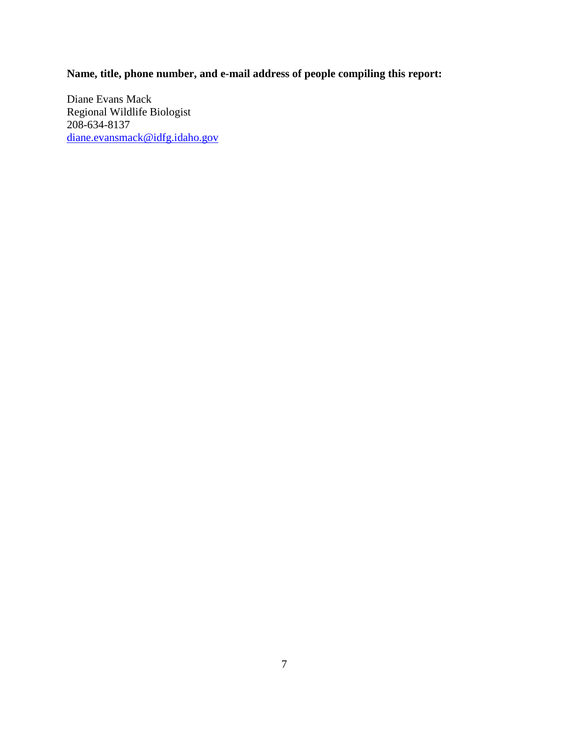**Name, title, phone number, and e-mail address of people compiling this report:**

Diane Evans Mack
Regional Wildlife Biologist
208-634-8137
diane.evansmack@idfg.idaho.gov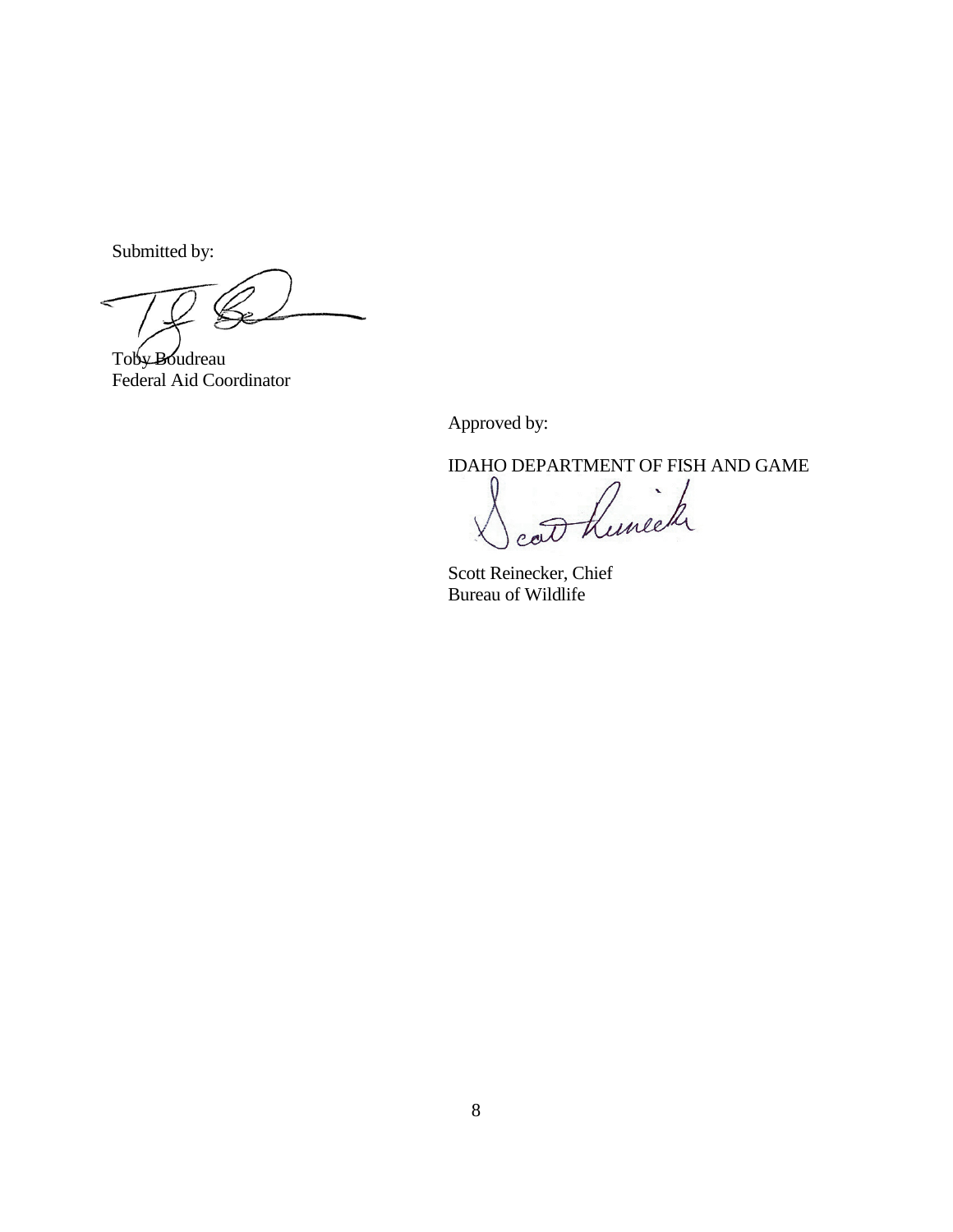Submitted by:

Toby Boudreau
Federal Aid Coordinator

Approved by:

IDAHO DEPARTMENT OF FISH AND GAME

Scott Reinecker, Chief
Bureau of Wildlife